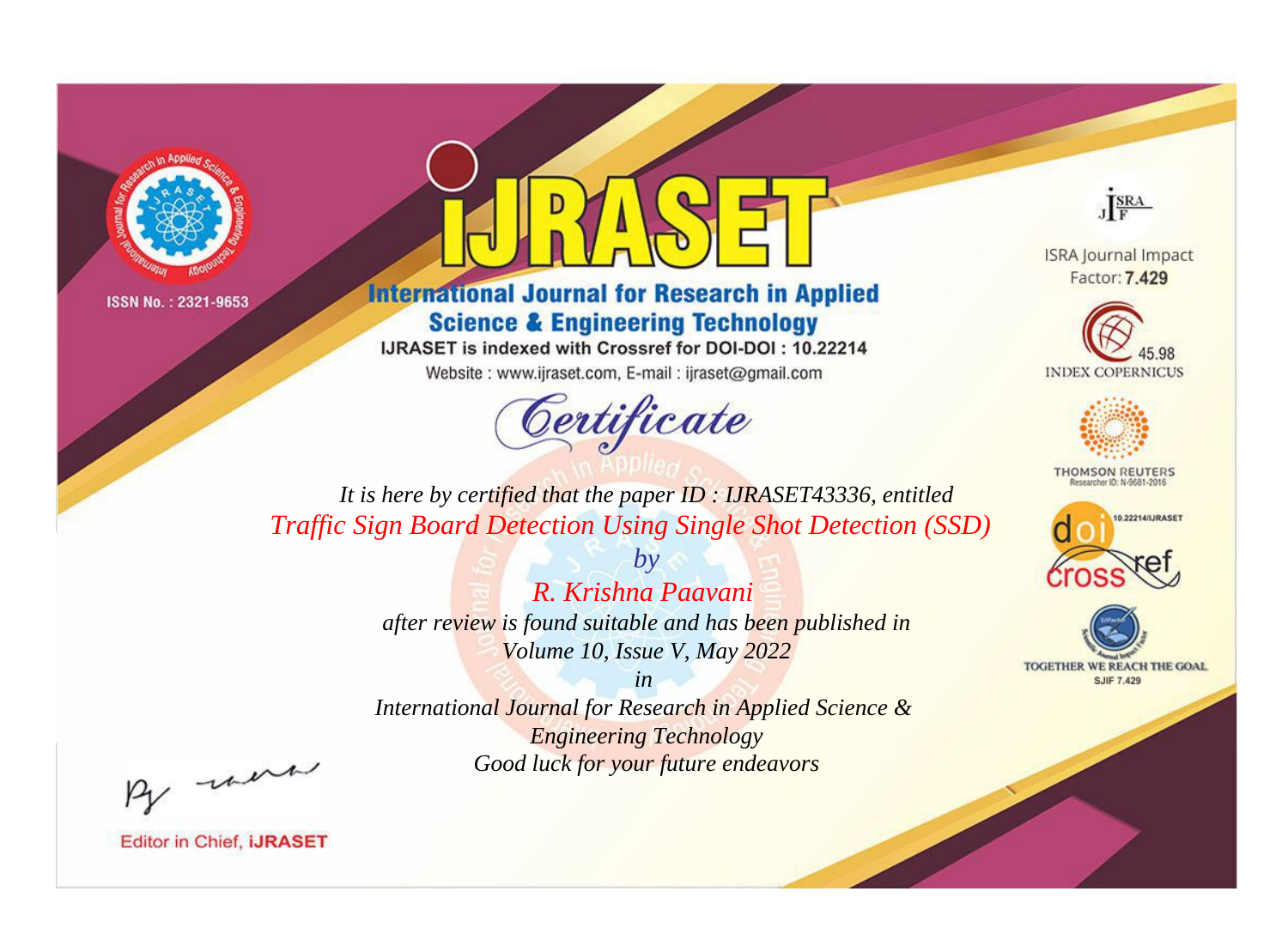ISSN No. : 2321-9653

# iJRASET

## International Journal for Research in Applied Science & Engineering Technology

IJRASET is indexed with Crossref for DOI-DOI : 10.22214

Website : www.ijraset.com, E-mail : ijraset@gmail.com

ISRA Journal Impact Factor: **7.429**

45.98 INDEX COPERNICUS

THOMSON REUTERS Researcher ID: N-9681-2016

10.22214/IJRASET

TOGETHER WE REACH THE GOAL SJIF 7.429

# *Certificate*

*It is here by certified that the paper ID : IJRASET43336, entitled*

*Traffic Sign Board Detection Using Single Shot Detection (SSD)*

*by*

*R. Krishna Paavani*

*after review is found suitable and has been published in*

*Volume 10, Issue V, May 2022*

*in*

*International Journal for Research in Applied Science & Engineering Technology*

*Good luck for your future endeavors*

Editor in Chief, **iJRASET**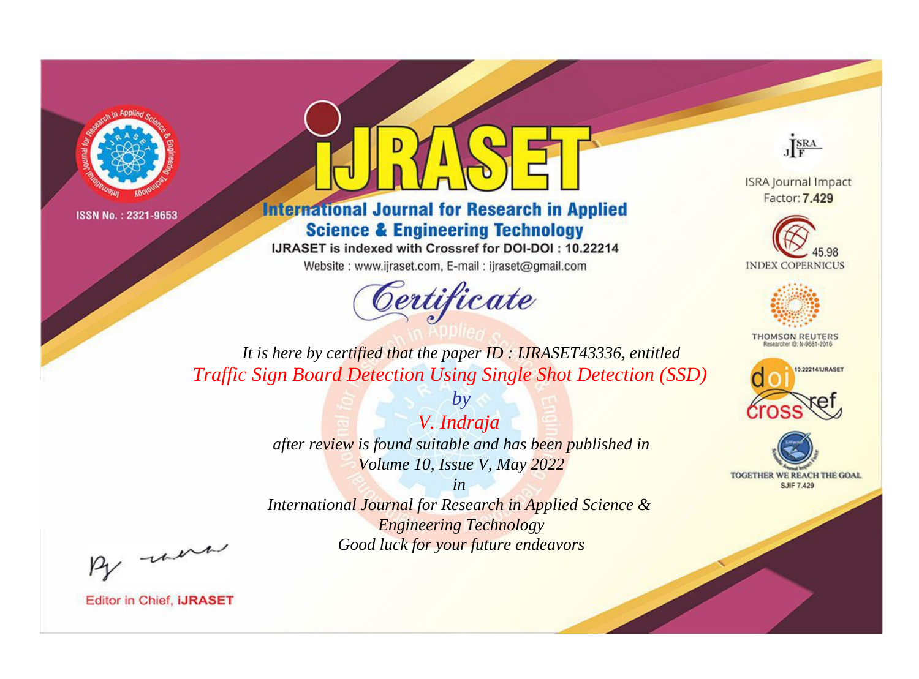ISSN No. : 2321-9653

# iJRASET

## International Journal for Research in Applied Science & Engineering Technology

IJRASET is indexed with Crossref for DOI-DOI : 10.22214

Website : www.ijraset.com, E-mail : ijraset@gmail.com

# Certificate

*It is here by certified that the paper ID : IJRASET43336, entitled*

*Traffic Sign Board Detection Using Single Shot Detection (SSD)*

*by*

*V. Indraja*

*after review is found suitable and has been published in*

*Volume 10, Issue V, May 2022*

*in*

*International Journal for Research in Applied Science & Engineering Technology*

*Good luck for your future endeavors*

ISRA Journal Impact Factor: **7.429**

45.98 INDEX COPERNICUS

THOMSON REUTERS Researcher ID: N-9681-2016

10.22214/IJRASET

TOGETHER WE REACH THE GOAL SJIF 7.429

Editor in Chief, **iJRASET**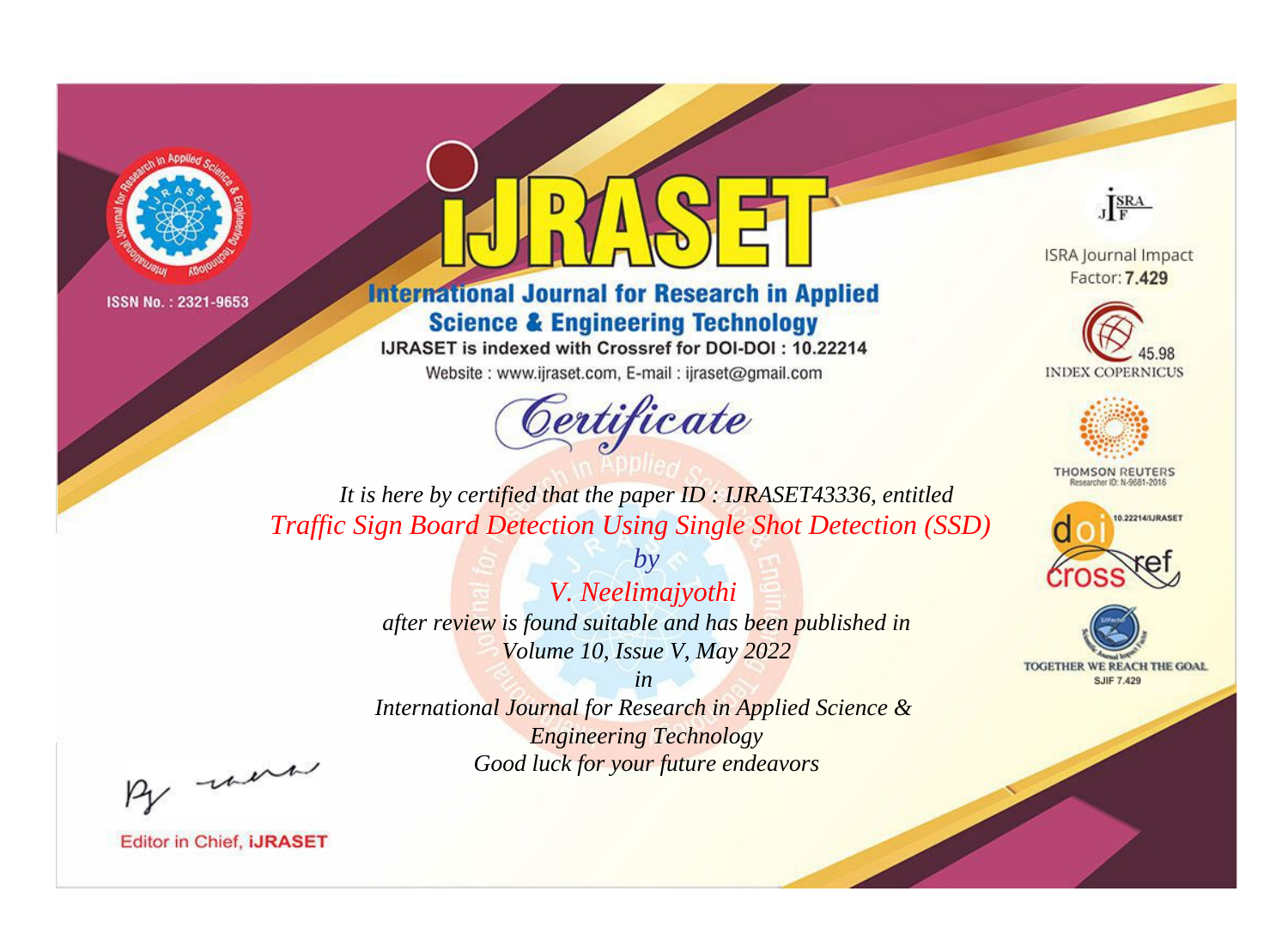ISSN No. : 2321-9653

# iJRASET

## International Journal for Research in Applied Science & Engineering Technology

IJRASET is indexed with Crossref for DOI-DOI : 10.22214

Website : www.ijraset.com, E-mail : ijraset@gmail.com

ISRA Journal Impact Factor: **7.429**

45.98 INDEX COPERNICUS

THOMSON REUTERS Researcher ID: N-9681-2016

10.22214/IJRASET

TOGETHER WE REACH THE GOAL SJIF 7.429

*Certificate*

*It is here by certified that the paper ID : IJRASET43336, entitled*

*Traffic Sign Board Detection Using Single Shot Detection (SSD)*

*by*

*V. Neelimajyothi*

*after review is found suitable and has been published in*

*Volume 10, Issue V, May 2022*

*in*

*International Journal for Research in Applied Science & Engineering Technology*

*Good luck for your future endeavors*

Editor in Chief, **iJRASET**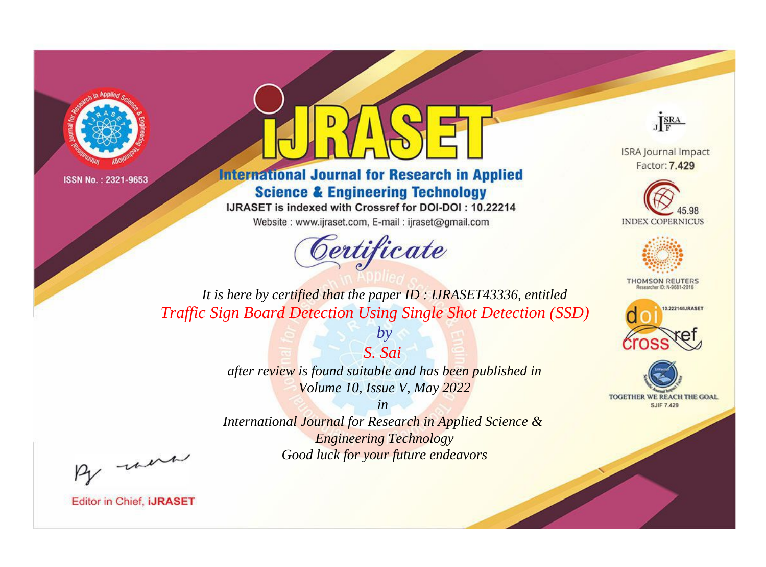ISSN No. : 2321-9653

# iJRASET

## International Journal for Research in Applied Science & Engineering Technology

IJRASET is indexed with Crossref for DOI-DOI : 10.22214

Website : www.ijraset.com, E-mail : ijraset@gmail.com

ISRA Journal Impact Factor: **7.429**

45.98 INDEX COPERNICUS

THOMSON REUTERS Researcher ID: N-9681-2016

10.22214/IJRASET

TOGETHER WE REACH THE GOAL SJIF 7.429

# Certificate

*It is here by certified that the paper ID : IJRASET43336, entitled*

*Traffic Sign Board Detection Using Single Shot Detection (SSD)*

*by*

*S. Sai*

*after review is found suitable and has been published in*

*Volume 10, Issue V, May 2022*

*in*

*International Journal for Research in Applied Science & Engineering Technology*

*Good luck for your future endeavors*

Editor in Chief, iJRASET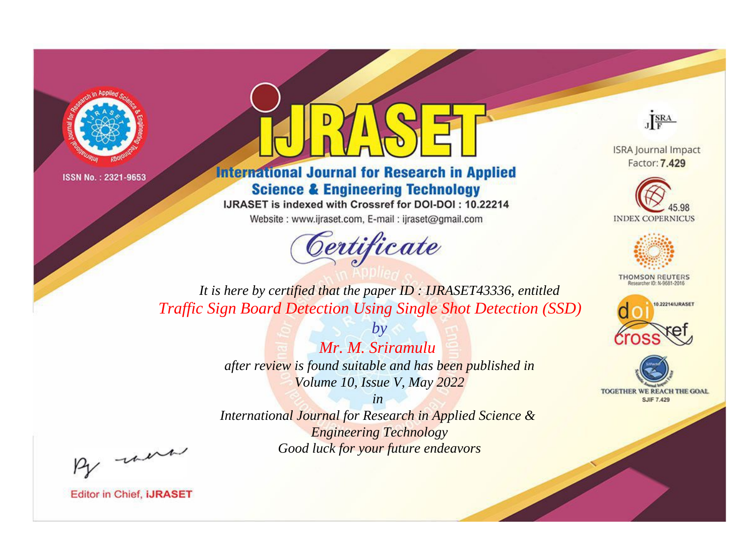ISSN No. : 2321-9653

# iJRASET

## International Journal for Research in Applied Science & Engineering Technology

IJRASET is indexed with Crossref for DOI-DOI : 10.22214

Website : www.ijraset.com, E-mail : ijraset@gmail.com

*Certificate*

*It is here by certified that the paper ID : IJRASET43336, entitled*

*Traffic Sign Board Detection Using Single Shot Detection (SSD)*

*by*

*Mr. M. Sriramulu*

*after review is found suitable and has been published in*

*Volume 10, Issue V, May 2022*

*in*

*International Journal for Research in Applied Science & Engineering Technology*

*Good luck for your future endeavors*

ISRA Journal Impact Factor: **7.429**

45.98 INDEX COPERNICUS

THOMSON REUTERS Researcher ID: N-9681-2016

10.22214/IJRASET

TOGETHER WE REACH THE GOAL SJIF 7.429

Editor in Chief, **iJRASET**